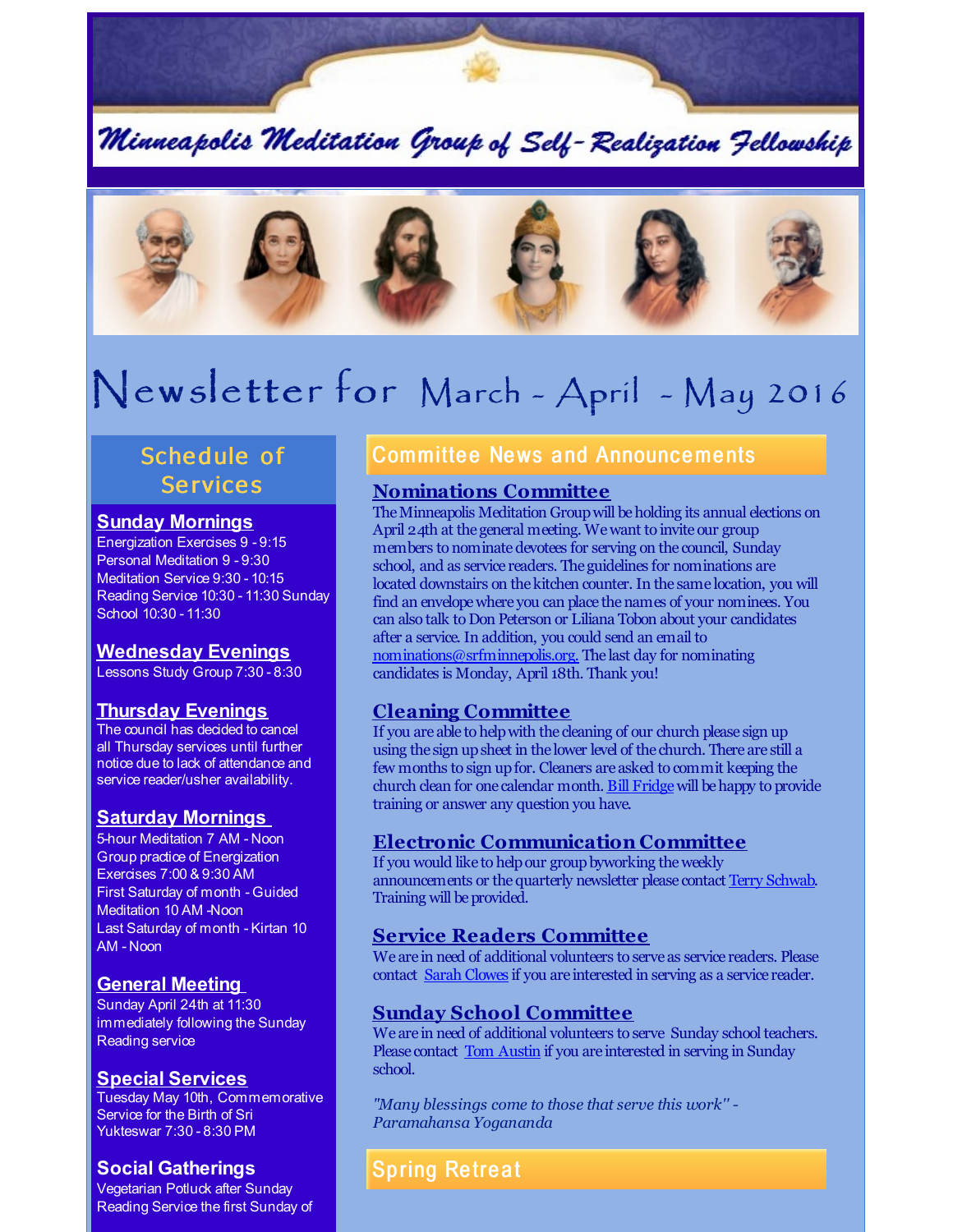# Minneapolis Meditation Group of Self-Realization Fellowship

# Newsletter for March - April - May 2016

## Schedule of Services

### Sunday Mornings
Energization Exercises 9 - 9:15
Personal Meditation 9 - 9:30
Meditation Service 9:30 - 10:15
Reading Service 10:30 - 11:30 Sunday School 10:30 - 11:30

### Wednesday Evenings
Lessons Study Group 7:30 - 8:30

### Thursday Evenings
The council has decided to cancel all Thursday services until further notice due to lack of attendance and service reader/usher availability.

### Saturday Mornings
5-hour Meditation 7 AM - Noon
Group practice of Energization Exercises 7:00 & 9:30 AM
First Saturday of month - Guided Meditation 10 AM -Noon
Last Saturday of month - Kirtan 10 AM - Noon

### General Meeting
Sunday April 24th at 11:30 immediately following the Sunday Reading service

### Special Services
Tuesday May 10th, Commemorative Service for the Birth of Sri Yukteswar 7:30 - 8:30 PM

### Social Gatherings
Vegetarian Potluck after Sunday Reading Service the first Sunday of

## Committee News and Announcements

### Nominations Committee
The Minneapolis Meditation Group will be holding its annual elections on April 24th at the general meeting. We want to invite our group members to nominate devotees for serving on the council, Sunday school, and as service readers. The guidelines for nominations are located downstairs on the kitchen counter. In the same location, you will find an envelope where you can place the names of your nominees. You can also talk to Don Peterson or Liliana Tobon about your candidates after a service. In addition, you could send an email to nominations@srfminnepolis.org. The last day for nominating candidates is Monday, April 18th. Thank you!

### Cleaning Committee
If you are able to help with the cleaning of our church please sign up using the sign up sheet in the lower level of the church. There are still a few months to sign up for. Cleaners are asked to commit keeping the church clean for one calendar month. Bill Fridge will be happy to provide training or answer any question you have.

### Electronic Communication Committee
If you would like to help our group by working the weekly announcements or the quarterly newsletter please contact Terry Schwab. Training will be provided.

### Service Readers Committee
We are in need of additional volunteers to serve as service readers. Please contact Sarah Clowes if you are interested in serving as a service reader.

### Sunday School Committee
We are in need of additional volunteers to serve Sunday school teachers. Please contact Tom Austin if you are interested in serving in Sunday school.

*"Many blessings come to those that serve this work" - Paramahansa Yogananda*

## Spring Retreat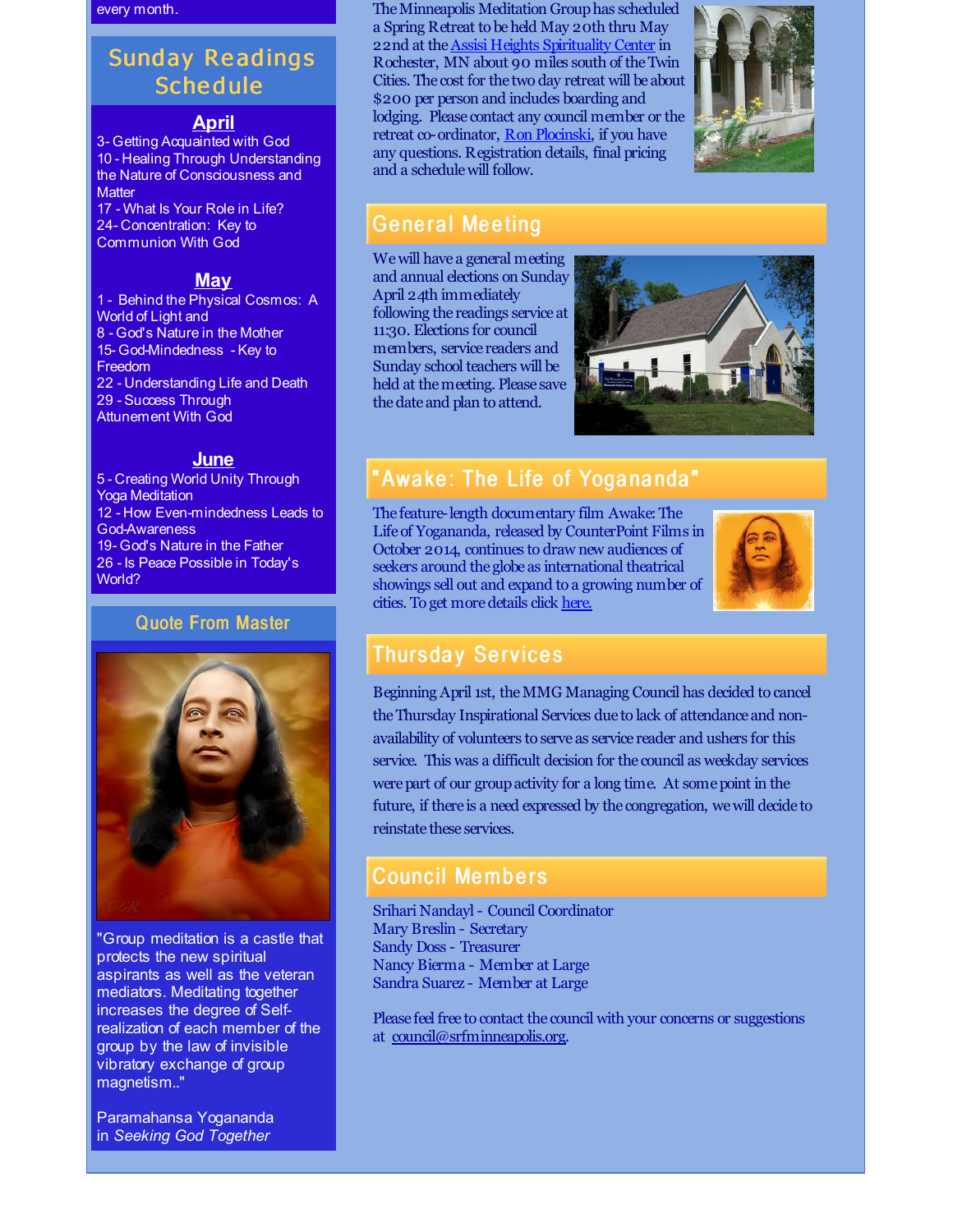every month.

## Sunday Readings Schedule

### April

3- Getting Acquainted with God
10 - Healing Through Understanding the Nature of Consciousness and Matter
17 - What Is Your Role in Life?
24- Concentration: Key to Communion With God

### May

1 - Behind the Physical Cosmos: A World of Light and
8 - God's Nature in the Mother
15- God-Mindedness - Key to Freedom
22 - Understanding Life and Death
29 - Success Through Attunement With God

### June

5 - Creating World Unity Through Yoga Meditation
12 - How Even-mindedness Leads to God-Awareness
19- God's Nature in the Father
26 - Is Peace Possible in Today's World?

## Quote From Master

"Group meditation is a castle that protects the new spiritual aspirants as well as the veteran mediators. Meditating together increases the degree of Self-realization of each member of the group by the law of invisible vibratory exchange of group magnetism.."

Paramahansa Yogananda
in *Seeking God Together*

The Minneapolis Meditation Group has scheduled a Spring Retreat to be held May 20th thru May 22nd at the Assisi Heights Spirituality Center in Rochester, MN about 90 miles south of the Twin Cities. The cost for the two day retreat will be about $200 per person and includes boarding and lodging. Please contact any council member or the retreat co-ordinator, Ron Plocinski, if you have any questions. Registration details, final pricing and a schedule will follow.

## General Meeting

We will have a general meeting and annual elections on Sunday April 24th immediately following the readings service at 11:30. Elections for council members, service readers and Sunday school teachers will be held at the meeting. Please save the date and plan to attend.

## "Awake: The Life of Yogananda"

The feature-length documentary film Awake: The Life of Yogananda, released by CounterPoint Films in October 2014, continues to draw new audiences of seekers around the globe as international theatrical showings sell out and expand to a growing number of cities. To get more details click here.

## Thursday Services

Beginning April 1st, the MMG Managing Council has decided to cancel the Thursday Inspirational Services due to lack of attendance and non-availability of volunteers to serve as service reader and ushers for this service. This was a difficult decision for the council as weekday services were part of our group activity for a long time. At some point in the future, if there is a need expressed by the congregation, we will decide to reinstate these services.

## Council Members

Srihari Nandayl - Council Coordinator
Mary Breslin - Secretary
Sandy Doss - Treasurer
Nancy Bierma - Member at Large
Sandra Suarez - Member at Large

Please feel free to contact the council with your concerns or suggestions at council@srfminneapolis.org.